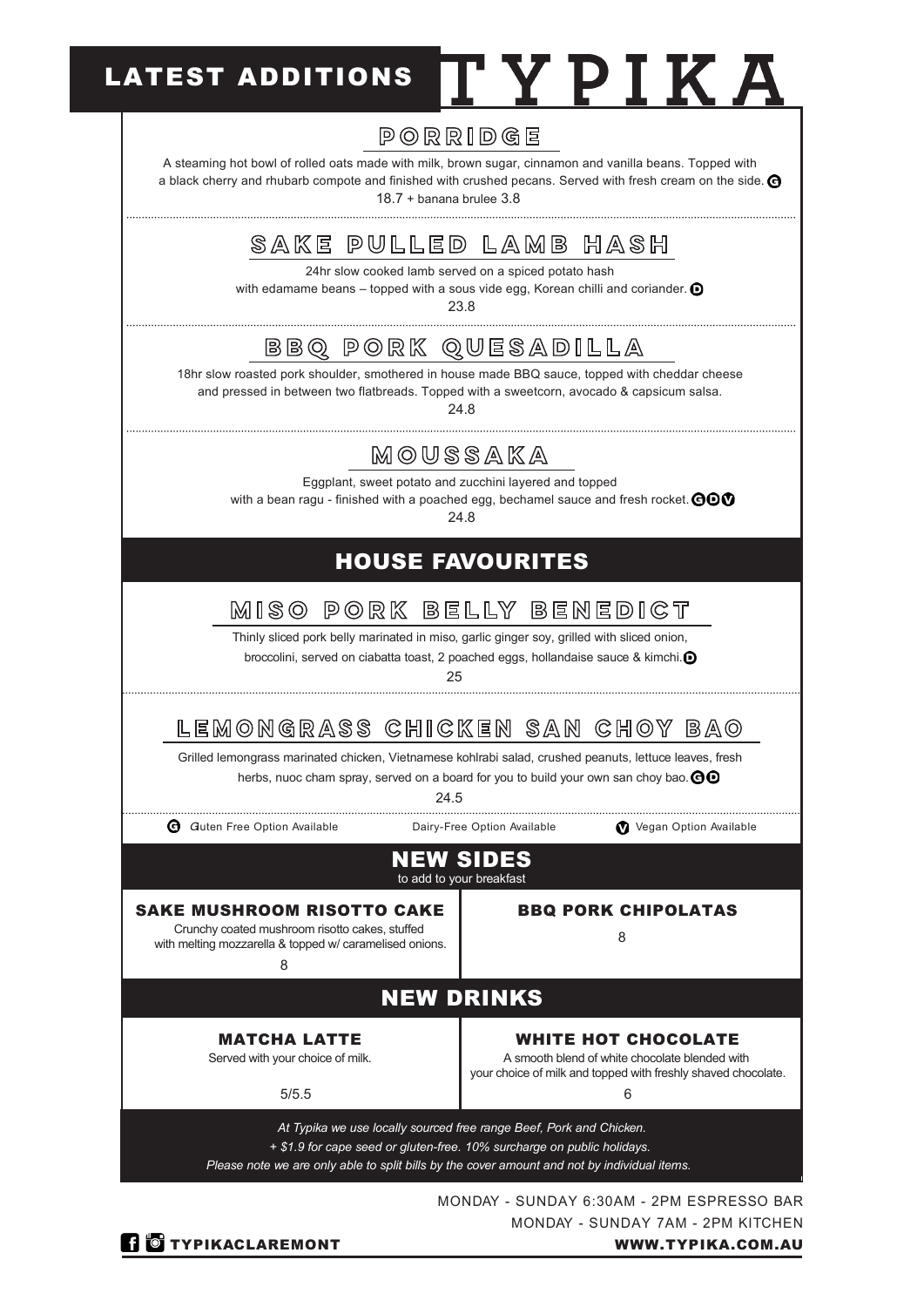# LATEST ADDITIONS — TYPIKA

## PORRIDGE

A steaming hot bowl of rolled oats made with milk, brown sugar, cinnamon and vanilla beans. Topped with a black cherry and rhubarb compote and finished with crushed pecans. Served with fresh cream on the side. G

18.7 + banana brulee 3.8

## SAKE PULLED LAMB HASH

24hr slow cooked lamb served on a spiced potato hash with edamame beans – topped with a sous vide egg, Korean chilli and coriander. D

23.8

## BBQ PORK QUESADILLA

18hr slow roasted pork shoulder, smothered in house made BBQ sauce, topped with cheddar cheese and pressed in between two flatbreads. Topped with a sweetcorn, avocado & capsicum salsa.

24.8

## MOUSSAKA

Eggplant, sweet potato and zucchini layered and topped with a bean ragu - finished with a poached egg, bechamel sauce and fresh rocket. G D V

24.8

# HOUSE FAVOURITES

## MISO PORK BELLY BENEDICT

Thinly sliced pork belly marinated in miso, garlic ginger soy, grilled with sliced onion, broccolini, served on ciabatta toast, 2 poached eggs, hollandaise sauce & kimchi. D

25

## LEMONGRASS CHICKEN SAN CHOY BAO

Grilled lemongrass marinated chicken, Vietnamese kohlrabi salad, crushed peanuts, lettuce leaves, fresh herbs, nuoc cham spray, served on a board for you to build your own san choy bao. G D

24.5

G Gluten Free Option Available — D Dairy-Free Option Available — V Vegan Option Available

# NEW SIDES

to add to your breakfast

### SAKE MUSHROOM RISOTTO CAKE

Crunchy coated mushroom risotto cakes, stuffed with melting mozzarella & topped w/ caramelised onions.

8

### BBQ PORK CHIPOLATAS

8

# NEW DRINKS

### MATCHA LATTE

Served with your choice of milk.

5/5.5

### WHITE HOT CHOCOLATE

A smooth blend of white chocolate blended with your choice of milk and topped with freshly shaved chocolate.

6

*At Typika we use locally sourced free range Beef, Pork and Chicken.*

*+ $1.9 for cape seed or gluten-free. 10% surcharge on public holidays.*

*Please note we are only able to split bills by the cover amount and not by individual items.*

MONDAY - SUNDAY 6:30AM - 2PM ESPRESSO BAR

MONDAY - SUNDAY 7AM - 2PM KITCHEN

TYPIKACLAREMONT

WWW.TYPIKA.COM.AU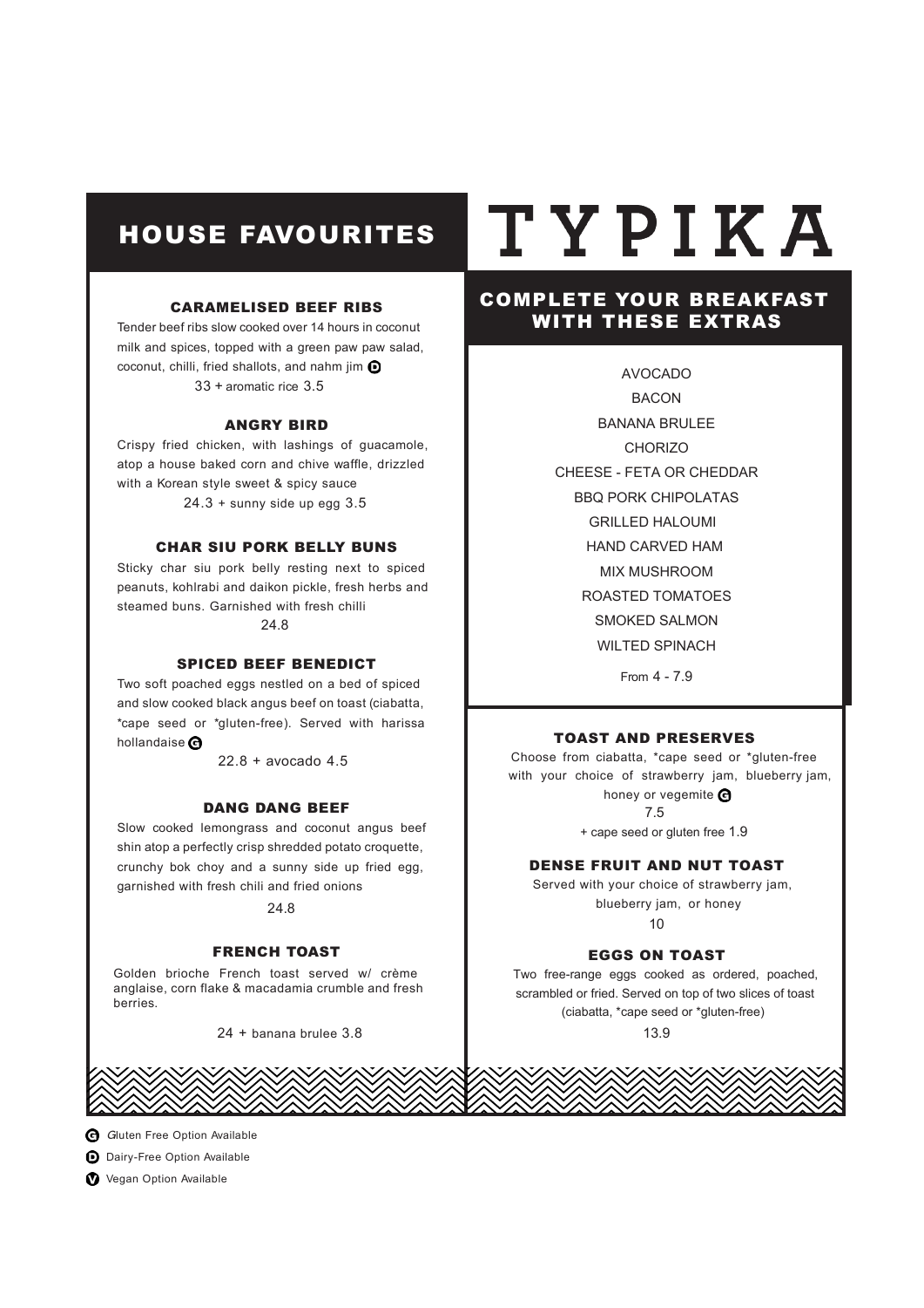# TYPIKA

## HOUSE FAVOURITES

### CARAMELISED BEEF RIBS

Tender beef ribs slow cooked over 14 hours in coconut milk and spices, topped with a green paw paw salad, coconut, chilli, fried shallots, and nahm jim (D)

33 + aromatic rice 3.5

### ANGRY BIRD

Crispy fried chicken, with lashings of guacamole, atop a house baked corn and chive waffle, drizzled with a Korean style sweet & spicy sauce

24.3 + sunny side up egg 3.5

### CHAR SIU PORK BELLY BUNS

Sticky char siu pork belly resting next to spiced peanuts, kohlrabi and daikon pickle, fresh herbs and steamed buns. Garnished with fresh chilli

24.8

### SPICED BEEF BENEDICT

Two soft poached eggs nestled on a bed of spiced and slow cooked black angus beef on toast (ciabatta, *cape seed or *gluten-free). Served with harissa hollandaise (G)

22.8 + avocado 4.5

### DANG DANG BEEF

Slow cooked lemongrass and coconut angus beef shin atop a perfectly crisp shredded potato croquette, crunchy bok choy and a sunny side up fried egg, garnished with fresh chili and fried onions

24.8

### FRENCH TOAST

Golden brioche French toast served w/ crème anglaise, corn flake & macadamia crumble and fresh berries.

24 + banana brulee 3.8

## COMPLETE YOUR BREAKFAST WITH THESE EXTRAS

AVOCADO
BACON
BANANA BRULEE
CHORIZO
CHEESE - FETA OR CHEDDAR
BBQ PORK CHIPOLATAS
GRILLED HALOUMI
HAND CARVED HAM
MIX MUSHROOM
ROASTED TOMATOES
SMOKED SALMON
WILTED SPINACH

From 4 - 7.9

### TOAST AND PRESERVES

Choose from ciabatta, *cape seed or *gluten-free with your choice of strawberry jam, blueberry jam, honey or vegemite (G)

7.5

+ cape seed or gluten free 1.9

### DENSE FRUIT AND NUT TOAST

Served with your choice of strawberry jam, blueberry jam, or honey

10

### EGGS ON TOAST

Two free-range eggs cooked as ordered, poached, scrambled or fried. Served on top of two slices of toast (ciabatta, *cape seed or *gluten-free)

13.9

(G) Gluten Free Option Available

(D) Dairy-Free Option Available

(V) Vegan Option Available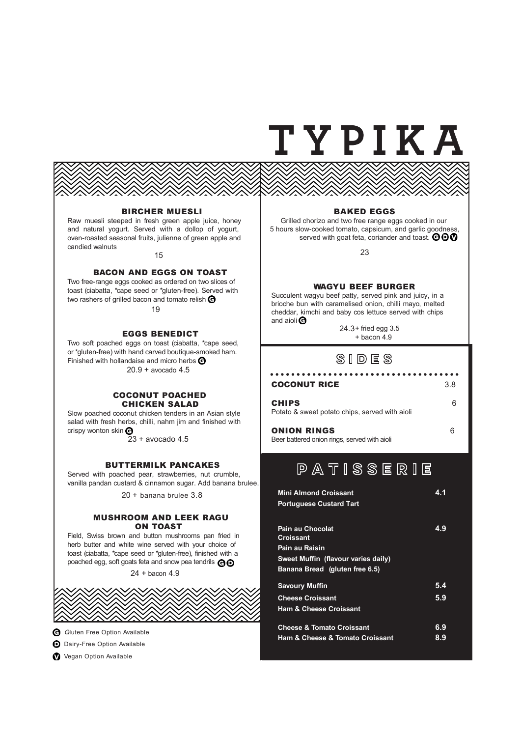# TYPIKA

### BIRCHER MUESLI

Raw muesli steeped in fresh green apple juice, honey and natural yogurt. Served with a dollop of yogurt, oven-roasted seasonal fruits, julienne of green apple and candied walnuts

15

### BACON AND EGGS ON TOAST

Two free-range eggs cooked as ordered on two slices of toast (ciabatta, *cape seed or *gluten-free). Served with two rashers of grilled bacon and tomato relish G

19

### EGGS BENEDICT

Two soft poached eggs on toast (ciabatta, *cape seed, or *gluten-free) with hand carved boutique-smoked ham. Finished with hollandaise and micro herbs G

20.9 + avocado 4.5

### COCONUT POACHED CHICKEN SALAD

Slow poached coconut chicken tenders in an Asian style salad with fresh herbs, chilli, nahm jim and finished with crispy wonton skin G

23 + avocado 4.5

### BUTTERMILK PANCAKES

Served with poached pear, strawberries, nut crumble, vanilla pandan custard & cinnamon sugar. Add banana brulee.

20 + banana brulee 3.8

### MUSHROOM AND LEEK RAGU ON TOAST

Field, Swiss brown and button mushrooms pan fried in herb butter and white wine served with your choice of toast (ciabatta, *cape seed or *gluten-free), finished with a poached egg, soft goats feta and snow pea tendrils G D

24 + bacon 4.9

G Gluten Free Option Available

D Dairy-Free Option Available

V Vegan Option Available

### BAKED EGGS

Grilled chorizo and two free range eggs cooked in our 5 hours slow-cooked tomato, capsicum, and garlic goodness, served with goat feta, coriander and toast. G D V

23

### WAGYU BEEF BURGER

Succulent wagyu beef patty, served pink and juicy, in a brioche bun with caramelised onion, chilli mayo, melted cheddar, kimchi and baby cos lettuce served with chips and aioli G

24.3 + fried egg 3.5
+ bacon 4.9

## SIDES

**COCONUT RICE** 3.8

**CHIPS** 6
Potato & sweet potato chips, served with aioli

**ONION RINGS** 6
Beer battered onion rings, served with aioli

## PATISSERIE

| Item | Price |
|---|---|
| **Mini Almond Croissant** | **4.1** |
| **Portuguese Custard Tart** | |
| **Pain au Chocolat** | **4.9** |
| **Croissant** | |
| **Pain au Raisin** | |
| **Sweet Muffin (flavour varies daily)** | |
| **Banana Bread (gluten free 6.5)** | |
| **Savoury Muffin** | **5.4** |
| **Cheese Croissant** | **5.9** |
| **Ham & Cheese Croissant** | |
| **Cheese & Tomato Croissant** | **6.9** |
| **Ham & Cheese & Tomato Croissant** | **8.9** |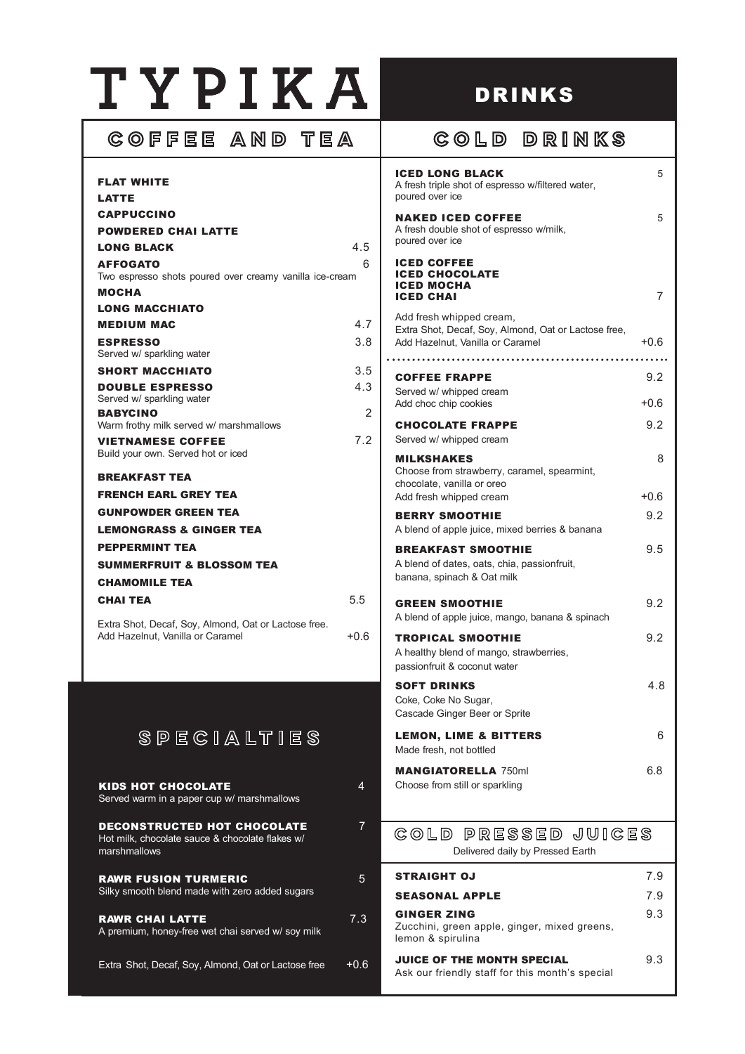# TYPIKA

# DRINKS

## COFFEE AND TEA

**FLAT WHITE**
**LATTE**
**CAPPUCCINO**
**POWDERED CHAI LATTE**
**LONG BLACK** 4.5

**AFFOGATO** 6
Two espresso shots poured over creamy vanilla ice-cream

**MOCHA**
**LONG MACCHIATO**
**MEDIUM MAC** 4.7

**ESPRESSO** 3.8
Served w/ sparkling water

**SHORT MACCHIATO** 3.5

**DOUBLE ESPRESSO** 4.3
Served w/ sparkling water

**BABYCINO** 2
Warm frothy milk served w/ marshmallows

**VIETNAMESE COFFEE** 7.2
Build your own. Served hot or iced

**BREAKFAST TEA**
**FRENCH EARL GREY TEA**
**GUNPOWDER GREEN TEA**
**LEMONGRASS & GINGER TEA**
**PEPPERMINT TEA**
**SUMMERFRUIT & BLOSSOM TEA**
**CHAMOMILE TEA**
**CHAI TEA** 5.5

Extra Shot, Decaf, Soy, Almond, Oat or Lactose free.
Add Hazelnut, Vanilla or Caramel +0.6

## SPECIALTIES

**KIDS HOT CHOCOLATE** 4
Served warm in a paper cup w/ marshmallows

**DECONSTRUCTED HOT CHOCOLATE** 7
Hot milk, chocolate sauce & chocolate flakes w/ marshmallows

**RAWR FUSION TURMERIC** 5
Silky smooth blend made with zero added sugars

**RAWR CHAI LATTE** 7.3
A premium, honey-free wet chai served w/ soy milk

Extra Shot, Decaf, Soy, Almond, Oat or Lactose free +0.6

## COLD DRINKS

**ICED LONG BLACK** 5
A fresh triple shot of espresso w/filtered water, poured over ice

**NAKED ICED COFFEE** 5
A fresh double shot of espresso w/milk, poured over ice

**ICED COFFEE**
**ICED CHOCOLATE**
**ICED MOCHA**
**ICED CHAI** 7

Add fresh whipped cream,
Extra Shot, Decaf, Soy, Almond, Oat or Lactose free,
Add Hazelnut, Vanilla or Caramel +0.6

**COFFEE FRAPPE** 9.2
Served w/ whipped cream
Add choc chip cookies +0.6

**CHOCOLATE FRAPPE** 9.2
Served w/ whipped cream

**MILKSHAKES** 8
Choose from strawberry, caramel, spearmint, chocolate, vanilla or oreo
Add fresh whipped cream +0.6

**BERRY SMOOTHIE** 9.2
A blend of apple juice, mixed berries & banana

**BREAKFAST SMOOTHIE** 9.5
A blend of dates, oats, chia, passionfruit, banana, spinach & Oat milk

**GREEN SMOOTHIE** 9.2
A blend of apple juice, mango, banana & spinach

**TROPICAL SMOOTHIE** 9.2
A healthy blend of mango, strawberries, passionfruit & coconut water

**SOFT DRINKS** 4.8
Coke, Coke No Sugar, Cascade Ginger Beer or Sprite

**LEMON, LIME & BITTERS** 6
Made fresh, not bottled

**MANGIATORELLA** 750ml 6.8
Choose from still or sparkling

## COLD PRESSED JUICES

Delivered daily by Pressed Earth

**STRAIGHT OJ** 7.9

**SEASONAL APPLE** 7.9

**GINGER ZING** 9.3
Zucchini, green apple, ginger, mixed greens, lemon & spirulina

**JUICE OF THE MONTH SPECIAL** 9.3
Ask our friendly staff for this month's special